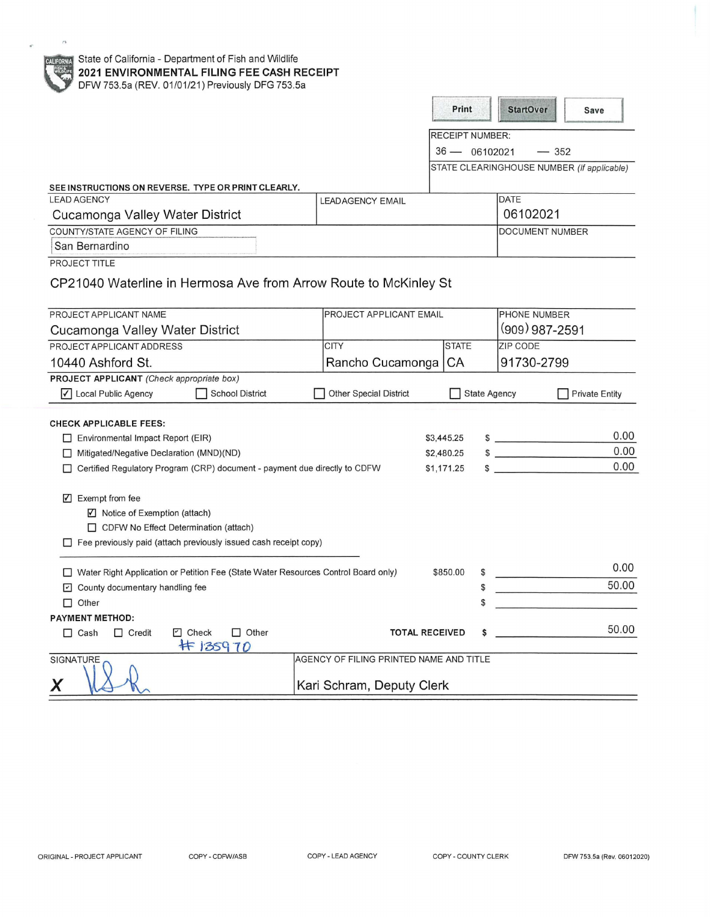State of California - Department of Fish and Wildlife

# 2021 ENVIRONMENTAL FILING FEE CASH RECEIPT

DFW 753.5a (REV. 01/01/21) Previously DFG 753.5a

Print | StartOver | Save

RECEIPT NUMBER:
36 — 06102021 — 352

STATE CLEARINGHOUSE NUMBER *(If applicable)*

**SEE INSTRUCTIONS ON REVERSE. TYPE OR PRINT CLEARLY.**

| LEAD AGENCY | LEADAGENCY EMAIL | DATE |
|---|---|---|
| Cucamonga Valley Water District | | 06102021 |
| COUNTY/STATE AGENCY OF FILING | | DOCUMENT NUMBER |
| San Bernardino | | |

PROJECT TITLE

CP21040 Waterline in Hermosa Ave from Arrow Route to McKinley St

| PROJECT APPLICANT NAME | PROJECT APPLICANT EMAIL | | PHONE NUMBER |
|---|---|---|---|
| Cucamonga Valley Water District | | | (909) 987-2591 |
| PROJECT APPLICANT ADDRESS | CITY | STATE | ZIP CODE |
| 10440 Ashford St. | Rancho Cucamonga | CA | 91730-2799 |

**PROJECT APPLICANT** *(Check appropriate box)*

- ☑ Local Public Agency
- ☐ School District
- ☐ Other Special District
- ☐ State Agency
- ☐ Private Entity

**CHECK APPLICABLE FEES:**

| Fee | Amount | $ |
|---|---|---|
| ☐ Environmental Impact Report (EIR) | $3,445.25 | 0.00 |
| ☐ Mitigated/Negative Declaration (MND)(ND) | $2,480.25 | 0.00 |
| ☐ Certified Regulatory Program (CRP) document - payment due directly to CDFW | $1,171.25 | 0.00 |

☑ Exempt from fee
- ☑ Notice of Exemption (attach)
- ☐ CDFW No Effect Determination (attach)

☐ Fee previously paid (attach previously issued cash receipt copy)

| Fee | Amount | $ |
|---|---|---|
| ☐ Water Right Application or Petition Fee (State Water Resources Control Board only) | $850.00 | 0.00 |
| ☑ County documentary handling fee | | 50.00 |
| ☐ Other | | |

**PAYMENT METHOD:**

☐ Cash ☐ Credit ☑ Check # 135970 ☐ Other

**TOTAL RECEIVED** $ 50.00

| SIGNATURE | AGENCY OF FILING PRINTED NAME AND TITLE |
|---|---|
| X (signature) | Kari Schram, Deputy Clerk |

ORIGINAL - PROJECT APPLICANT | COPY - CDFW/ASB | COPY - LEAD AGENCY | COPY - COUNTY CLERK | DFW 753.5a (Rev. 06012020)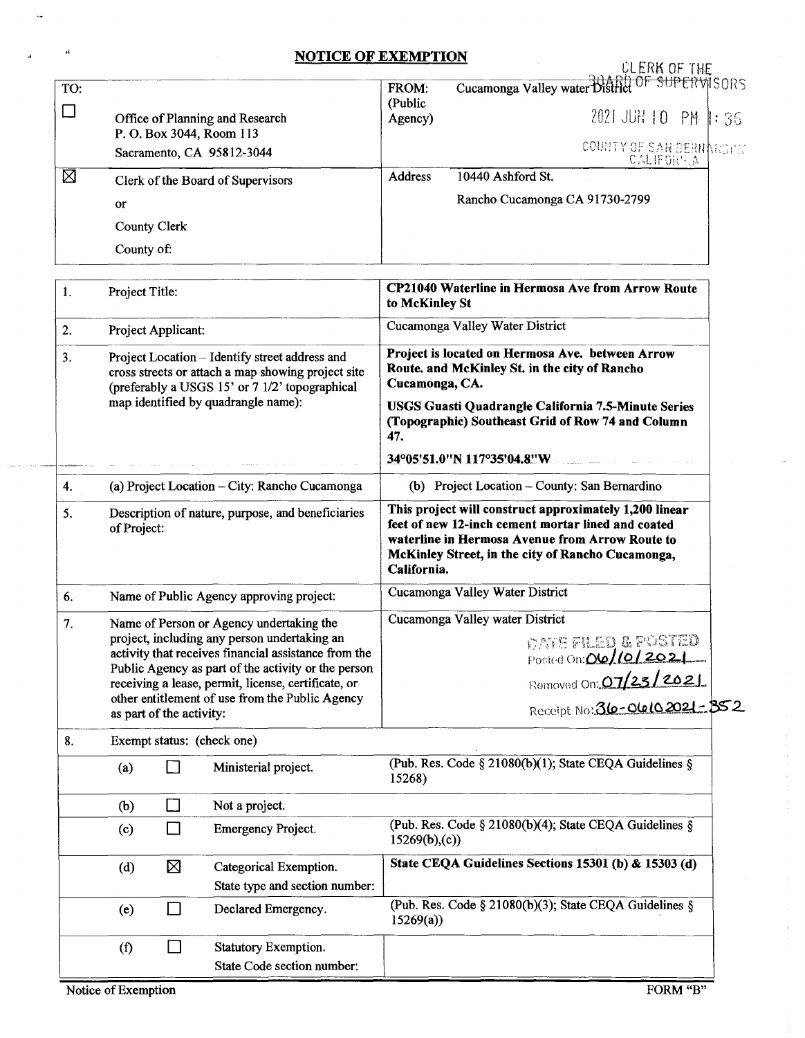# NOTICE OF EXEMPTION

CLERK OF THE BOARD OF SUPERVISORS
2021 JUN 10 PM 1:36
COUNTY OF SAN BERNARDINO CALIFORNIA

| TO: | | FROM: (Public Agency) | Cucamonga Valley water District |
|---|---|---|---|
| ☐ | Office of Planning and Research<br>P. O. Box 3044, Room 113<br>Sacramento, CA 95812-3044 | | |
| ☒ | Clerk of the Board of Supervisors<br>or<br>County Clerk<br>County of: | Address | 10440 Ashford St.<br>Rancho Cucamonga CA 91730-2799 |

| | | |
|---|---|---|
| 1. | Project Title: | **CP21040 Waterline in Hermosa Ave from Arrow Route to McKinley St** |
| 2. | Project Applicant: | Cucamonga Valley Water District |
| 3. | Project Location – Identify street address and cross streets or attach a map showing project site (preferably a USGS 15' or 7 1/2' topographical map identified by quadrangle name): | **Project is located on Hermosa Ave. between Arrow Route. and McKinley St. in the city of Rancho Cucamonga, CA.**<br>**USGS Guasti Quadrangle California 7.5-Minute Series (Topographic) Southeast Grid of Row 74 and Column 47.**<br>**34°05'51.0"N 117°35'04.8"W** |
| 4. | (a) Project Location – City: Rancho Cucamonga | (b) Project Location – County: San Bernardino |
| 5. | Description of nature, purpose, and beneficiaries of Project: | **This project will construct approximately 1,200 linear feet of new 12-inch cement mortar lined and coated waterline in Hermosa Avenue from Arrow Route to McKinley Street, in the city of Rancho Cucamonga, California.** |
| 6. | Name of Public Agency approving project: | Cucamonga Valley Water District |
| 7. | Name of Person or Agency undertaking the project, including any person undertaking an activity that receives financial assistance from the Public Agency as part of the activity or the person receiving a lease, permit, license, certificate, or other entitlement of use from the Public Agency as part of the activity: | Cucamonga Valley water District<br>DATE FILED & POSTED<br>Posted On: 06/10/2021<br>Removed On: 07/23/2021<br>Receipt No: 36-06102021-352 |

8. Exempt status: (check one)

| | | | |
|---|---|---|---|
| (a) | ☐ | Ministerial project. | (Pub. Res. Code § 21080(b)(1); State CEQA Guidelines § 15268) |
| (b) | ☐ | Not a project. | |
| (c) | ☐ | Emergency Project. | (Pub. Res. Code § 21080(b)(4); State CEQA Guidelines § 15269(b),(c)) |
| (d) | ☒ | Categorical Exemption.<br>State type and section number: | **State CEQA Guidelines Sections 15301 (b) & 15303 (d)** |
| (e) | ☐ | Declared Emergency. | (Pub. Res. Code § 21080(b)(3); State CEQA Guidelines § 15269(a)) |
| (f) | ☐ | Statutory Exemption.<br>State Code section number: | |

Notice of Exemption FORM "B"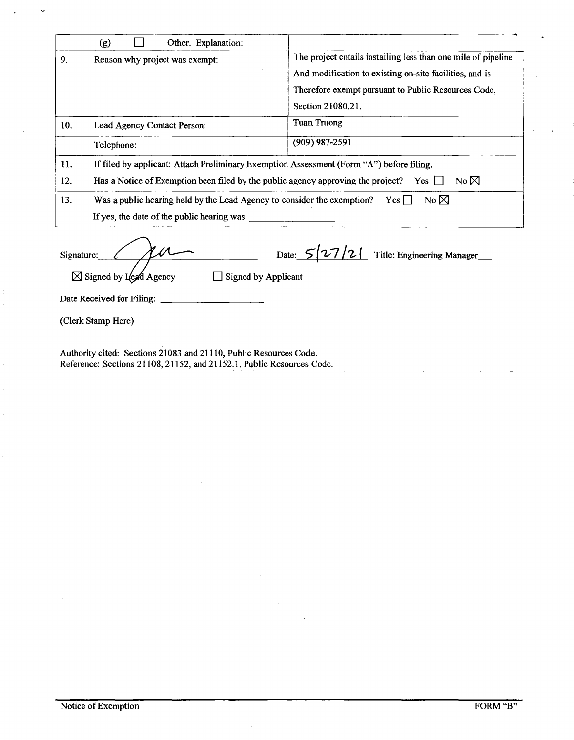| | | |
|---|---|---|
| | (g) ☐ Other. Explanation: | |
| 9. | Reason why project was exempt: | The project entails installing less than one mile of pipeline And modification to existing on-site facilities, and is Therefore exempt pursuant to Public Resources Code, Section 21080.21. |
| 10. | Lead Agency Contact Person: | Tuan Truong |
| | Telephone: | (909) 987-2591 |
| 11. | If filed by applicant: Attach Preliminary Exemption Assessment (Form "A") before filing. | |
| 12. | Has a Notice of Exemption been filed by the public agency approving the project? Yes ☐ No ☒ | |
| 13. | Was a public hearing held by the Lead Agency to consider the exemption? Yes ☐ No ☒ If yes, the date of the public hearing was: ______________ | |

Signature: [signature] Date: 5/27/21 Title: Engineering Manager

☒ Signed by Lead Agency ☐ Signed by Applicant

Date Received for Filing: ______________

(Clerk Stamp Here)

Authority cited: Sections 21083 and 21110, Public Resources Code.
Reference: Sections 21108, 21152, and 21152.1, Public Resources Code.

Notice of Exemption FORM "B"